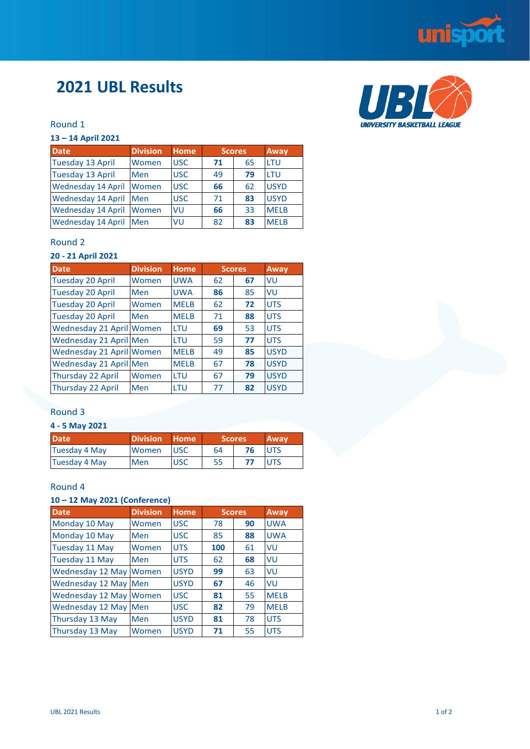# 2021 UBL Results

### Round 1

**13 – 14 April 2021**

| Date | Division | Home | Scores | | Away |
|---|---|---|---|---|---|
| Tuesday 13 April | Women | USC | **71** | 65 | LTU |
| Tuesday 13 April | Men | USC | 49 | **79** | LTU |
| Wednesday 14 April | Women | USC | **66** | 62 | USYD |
| Wednesday 14 April | Men | USC | 71 | **83** | USYD |
| Wednesday 14 April | Women | VU | **66** | 33 | MELB |
| Wednesday 14 April | Men | VU | 82 | **83** | MELB |

### Round 2

**20 - 21 April 2021**

| Date | Division | Home | Scores | | Away |
|---|---|---|---|---|---|
| Tuesday 20 April | Women | UWA | 62 | **67** | VU |
| Tuesday 20 April | Men | UWA | **86** | 85 | VU |
| Tuesday 20 April | Women | MELB | 62 | **72** | UTS |
| Tuesday 20 April | Men | MELB | 71 | **88** | UTS |
| Wednesday 21 April | Women | LTU | **69** | 53 | UTS |
| Wednesday 21 April | Men | LTU | 59 | **77** | UTS |
| Wednesday 21 April | Women | MELB | 49 | **85** | USYD |
| Wednesday 21 April | Men | MELB | 67 | **78** | USYD |
| Thursday 22 April | Women | LTU | 67 | **79** | USYD |
| Thursday 22 April | Men | LTU | 77 | **82** | USYD |

### Round 3

**4 - 5 May 2021**

| Date | Division | Home | Scores | | Away |
|---|---|---|---|---|---|
| Tuesday 4 May | Women | USC | 64 | **76** | UTS |
| Tuesday 4 May | Men | USC | 55 | **77** | UTS |

### Round 4

**10 – 12 May 2021 (Conference)**

| Date | Division | Home | Scores | | Away |
|---|---|---|---|---|---|
| Monday 10 May | Women | USC | 78 | **90** | UWA |
| Monday 10 May | Men | USC | 85 | **88** | UWA |
| Tuesday 11 May | Women | UTS | **100** | 61 | VU |
| Tuesday 11 May | Men | UTS | 62 | **68** | VU |
| Wednesday 12 May | Women | USYD | **99** | 63 | VU |
| Wednesday 12 May | Men | USYD | **67** | 46 | VU |
| Wednesday 12 May | Women | USC | **81** | 55 | MELB |
| Wednesday 12 May | Men | USC | **82** | 79 | MELB |
| Thursday 13 May | Men | USYD | **81** | 78 | UTS |
| Thursday 13 May | Women | USYD | **71** | 55 | UTS |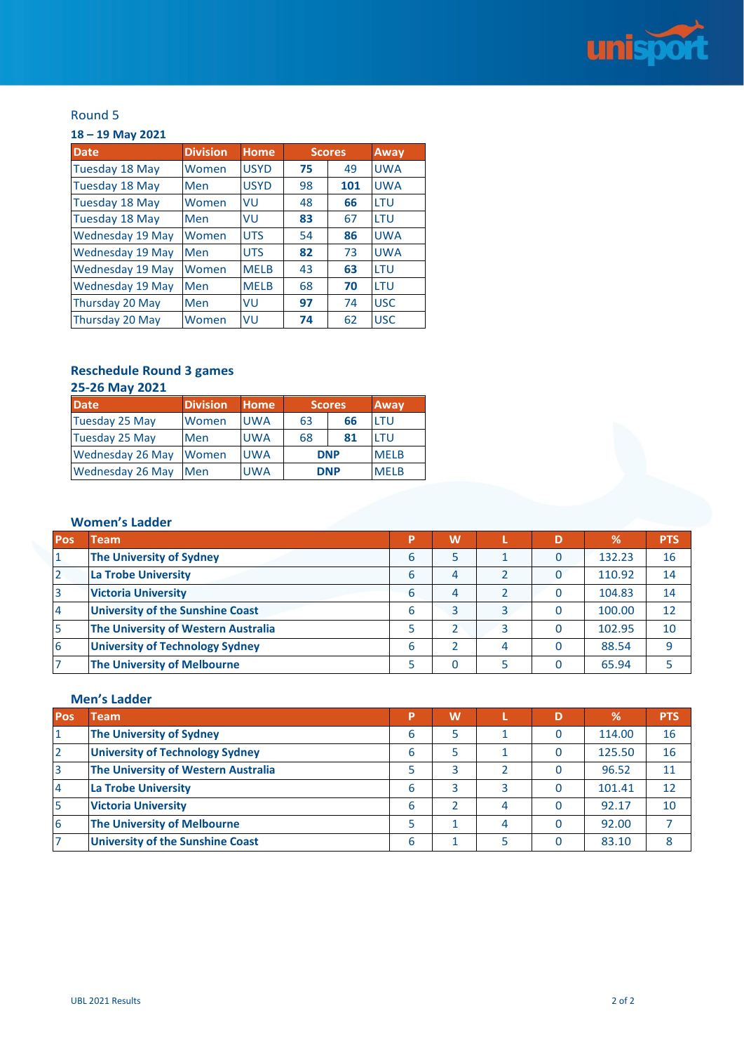## Round 5

### 18 – 19 May 2021

| Date | Division | Home | Scores | | Away |
|---|---|---|---|---|---|
| Tuesday 18 May | Women | USYD | **75** | 49 | UWA |
| Tuesday 18 May | Men | USYD | 98 | **101** | UWA |
| Tuesday 18 May | Women | VU | 48 | **66** | LTU |
| Tuesday 18 May | Men | VU | **83** | 67 | LTU |
| Wednesday 19 May | Women | UTS | 54 | **86** | UWA |
| Wednesday 19 May | Men | UTS | **82** | 73 | UWA |
| Wednesday 19 May | Women | MELB | 43 | **63** | LTU |
| Wednesday 19 May | Men | MELB | 68 | **70** | LTU |
| Thursday 20 May | Men | VU | **97** | 74 | USC |
| Thursday 20 May | Women | VU | **74** | 62 | USC |

## Reschedule Round 3 games

### 25-26 May 2021

| Date | Division | Home | Scores | | Away |
|---|---|---|---|---|---|
| Tuesday 25 May | Women | UWA | 63 | **66** | LTU |
| Tuesday 25 May | Men | UWA | 68 | **81** | LTU |
| Wednesday 26 May | Women | UWA | **DNP** | | MELB |
| Wednesday 26 May | Men | UWA | **DNP** | | MELB |

## Women's Ladder

| Pos | Team | P | W | L | D | % | PTS |
|---|---|---|---|---|---|---|---|
| 1 | **The University of Sydney** | 6 | 5 | 1 | 0 | 132.23 | 16 |
| 2 | **La Trobe University** | 6 | 4 | 2 | 0 | 110.92 | 14 |
| 3 | **Victoria University** | 6 | 4 | 2 | 0 | 104.83 | 14 |
| 4 | **University of the Sunshine Coast** | 6 | 3 | 3 | 0 | 100.00 | 12 |
| 5 | **The University of Western Australia** | 5 | 2 | 3 | 0 | 102.95 | 10 |
| 6 | **University of Technology Sydney** | 6 | 2 | 4 | 0 | 88.54 | 9 |
| 7 | **The University of Melbourne** | 5 | 0 | 5 | 0 | 65.94 | 5 |

## Men's Ladder

| Pos | Team | P | W | L | D | % | PTS |
|---|---|---|---|---|---|---|---|
| 1 | **The University of Sydney** | 6 | 5 | 1 | 0 | 114.00 | 16 |
| 2 | **University of Technology Sydney** | 6 | 5 | 1 | 0 | 125.50 | 16 |
| 3 | **The University of Western Australia** | 5 | 3 | 2 | 0 | 96.52 | 11 |
| 4 | **La Trobe University** | 6 | 3 | 3 | 0 | 101.41 | 12 |
| 5 | **Victoria University** | 6 | 2 | 4 | 0 | 92.17 | 10 |
| 6 | **The University of Melbourne** | 5 | 1 | 4 | 0 | 92.00 | 7 |
| 7 | **University of the Sunshine Coast** | 6 | 1 | 5 | 0 | 83.10 | 8 |